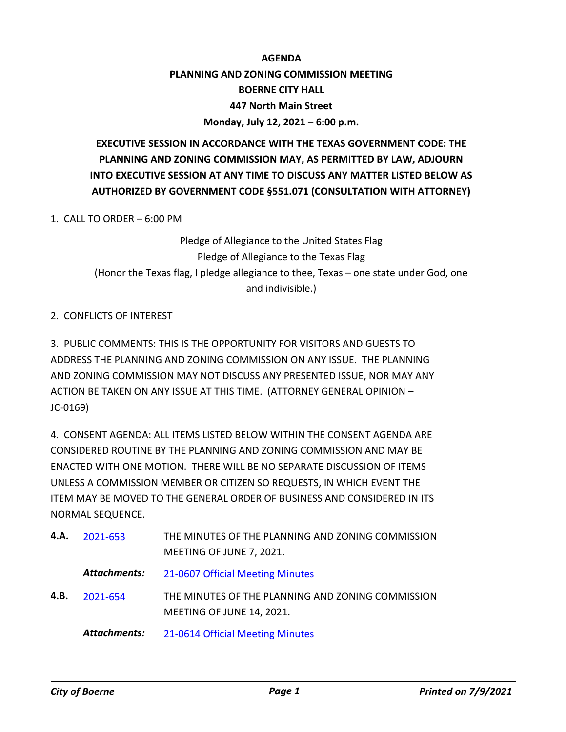# AGENDA

## PLANNING AND ZONING COMMISSION MEETING

**BOERNE CITY HALL**

**447 North Main Street**

**Monday, July 12, 2021 – 6:00 p.m.**

**EXECUTIVE SESSION IN ACCORDANCE WITH THE TEXAS GOVERNMENT CODE: THE PLANNING AND ZONING COMMISSION MAY, AS PERMITTED BY LAW, ADJOURN INTO EXECUTIVE SESSION AT ANY TIME TO DISCUSS ANY MATTER LISTED BELOW AS AUTHORIZED BY GOVERNMENT CODE §551.071 (CONSULTATION WITH ATTORNEY)**

1. CALL TO ORDER – 6:00 PM

Pledge of Allegiance to the United States Flag

Pledge of Allegiance to the Texas Flag

(Honor the Texas flag, I pledge allegiance to thee, Texas – one state under God, one and indivisible.)

2. CONFLICTS OF INTEREST

3. PUBLIC COMMENTS: THIS IS THE OPPORTUNITY FOR VISITORS AND GUESTS TO ADDRESS THE PLANNING AND ZONING COMMISSION ON ANY ISSUE. THE PLANNING AND ZONING COMMISSION MAY NOT DISCUSS ANY PRESENTED ISSUE, NOR MAY ANY ACTION BE TAKEN ON ANY ISSUE AT THIS TIME. (ATTORNEY GENERAL OPINION – JC-0169)

4. CONSENT AGENDA: ALL ITEMS LISTED BELOW WITHIN THE CONSENT AGENDA ARE CONSIDERED ROUTINE BY THE PLANNING AND ZONING COMMISSION AND MAY BE ENACTED WITH ONE MOTION. THERE WILL BE NO SEPARATE DISCUSSION OF ITEMS UNLESS A COMMISSION MEMBER OR CITIZEN SO REQUESTS, IN WHICH EVENT THE ITEM MAY BE MOVED TO THE GENERAL ORDER OF BUSINESS AND CONSIDERED IN ITS NORMAL SEQUENCE.

**4.A.** 2021-653 — THE MINUTES OF THE PLANNING AND ZONING COMMISSION MEETING OF JUNE 7, 2021.

***Attachments:*** 21-0607 Official Meeting Minutes

**4.B.** 2021-654 — THE MINUTES OF THE PLANNING AND ZONING COMMISSION MEETING OF JUNE 14, 2021.

***Attachments:*** 21-0614 Official Meeting Minutes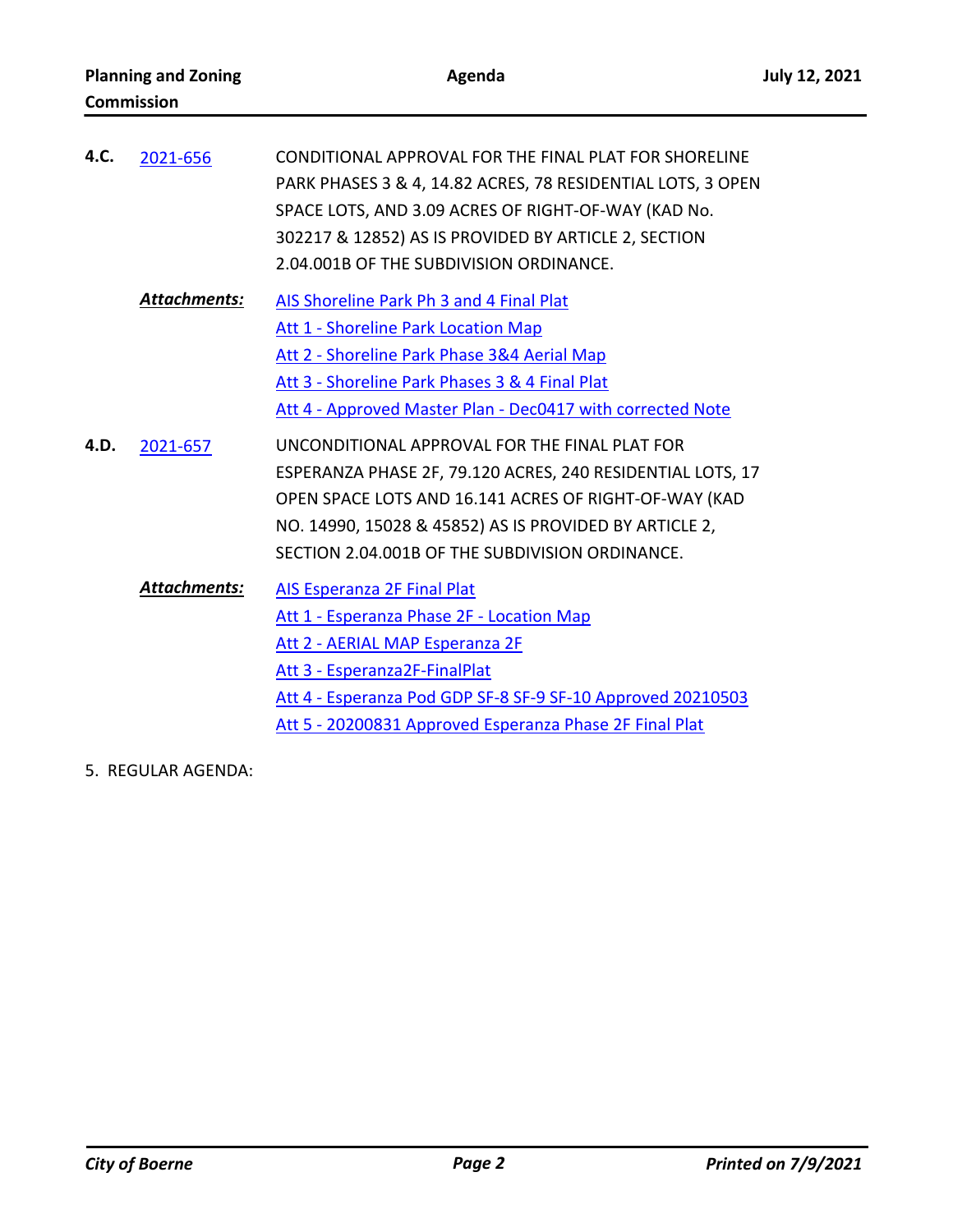**4.C.** 2021-656

CONDITIONAL APPROVAL FOR THE FINAL PLAT FOR SHORELINE PARK PHASES 3 & 4, 14.82 ACRES, 78 RESIDENTIAL LOTS, 3 OPEN SPACE LOTS, AND 3.09 ACRES OF RIGHT-OF-WAY (KAD No. 302217 & 12852) AS IS PROVIDED BY ARTICLE 2, SECTION 2.04.001B OF THE SUBDIVISION ORDINANCE.

***Attachments:***

- AIS Shoreline Park Ph 3 and 4 Final Plat
- Att 1 - Shoreline Park Location Map
- Att 2 - Shoreline Park Phase 3&4 Aerial Map
- Att 3 - Shoreline Park Phases 3 & 4 Final Plat
- Att 4 - Approved Master Plan - Dec0417 with corrected Note

**4.D.** 2021-657

UNCONDITIONAL APPROVAL FOR THE FINAL PLAT FOR ESPERANZA PHASE 2F, 79.120 ACRES, 240 RESIDENTIAL LOTS, 17 OPEN SPACE LOTS AND 16.141 ACRES OF RIGHT-OF-WAY (KAD NO. 14990, 15028 & 45852) AS IS PROVIDED BY ARTICLE 2, SECTION 2.04.001B OF THE SUBDIVISION ORDINANCE.

***Attachments:***

- AIS Esperanza 2F Final Plat
- Att 1 - Esperanza Phase 2F - Location Map
- Att 2 - AERIAL MAP Esperanza 2F
- Att 3 - Esperanza2F-FinalPlat
- Att 4 - Esperanza Pod GDP SF-8 SF-9 SF-10 Approved 20210503
- Att 5 - 20200831 Approved Esperanza Phase 2F Final Plat

5. REGULAR AGENDA: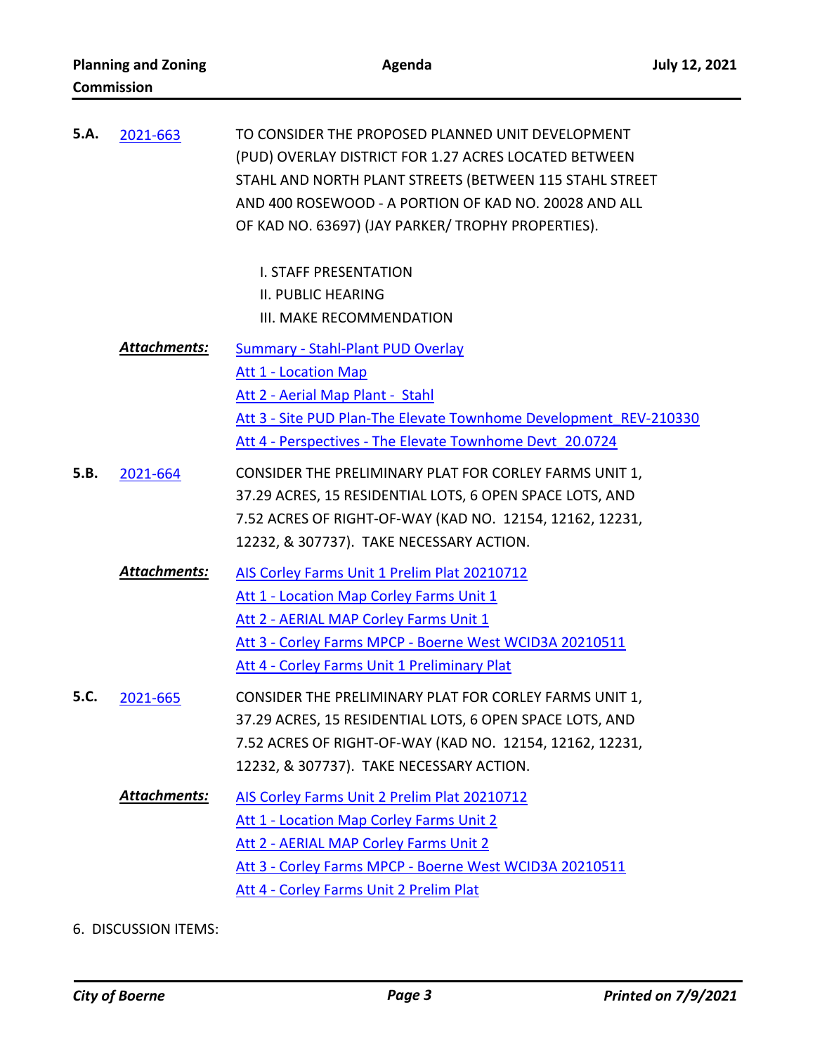**5.A.** 2021-663

TO CONSIDER THE PROPOSED PLANNED UNIT DEVELOPMENT (PUD) OVERLAY DISTRICT FOR 1.27 ACRES LOCATED BETWEEN STAHL AND NORTH PLANT STREETS (BETWEEN 115 STAHL STREET AND 400 ROSEWOOD - A PORTION OF KAD NO. 20028 AND ALL OF KAD NO. 63697) (JAY PARKER/ TROPHY PROPERTIES).

I. STAFF PRESENTATION
II. PUBLIC HEARING
III. MAKE RECOMMENDATION

***Attachments:***
- Summary - Stahl-Plant PUD Overlay
- Att 1 - Location Map
- Att 2 - Aerial Map Plant - Stahl
- Att 3 - Site PUD Plan-The Elevate Townhome Development_REV-210330
- Att 4 - Perspectives - The Elevate Townhome Devt_20.0724

**5.B.** 2021-664

CONSIDER THE PRELIMINARY PLAT FOR CORLEY FARMS UNIT 1, 37.29 ACRES, 15 RESIDENTIAL LOTS, 6 OPEN SPACE LOTS, AND 7.52 ACRES OF RIGHT-OF-WAY (KAD NO. 12154, 12162, 12231, 12232, & 307737). TAKE NECESSARY ACTION.

***Attachments:***
- AIS Corley Farms Unit 1 Prelim Plat 20210712
- Att 1 - Location Map Corley Farms Unit 1
- Att 2 - AERIAL MAP Corley Farms Unit 1
- Att 3 - Corley Farms MPCP - Boerne West WCID3A 20210511
- Att 4 - Corley Farms Unit 1 Preliminary Plat

**5.C.** 2021-665

CONSIDER THE PRELIMINARY PLAT FOR CORLEY FARMS UNIT 1, 37.29 ACRES, 15 RESIDENTIAL LOTS, 6 OPEN SPACE LOTS, AND 7.52 ACRES OF RIGHT-OF-WAY (KAD NO. 12154, 12162, 12231, 12232, & 307737). TAKE NECESSARY ACTION.

***Attachments:***
- AIS Corley Farms Unit 2 Prelim Plat 20210712
- Att 1 - Location Map Corley Farms Unit 2
- Att 2 - AERIAL MAP Corley Farms Unit 2
- Att 3 - Corley Farms MPCP - Boerne West WCID3A 20210511
- Att 4 - Corley Farms Unit 2 Prelim Plat

6. DISCUSSION ITEMS: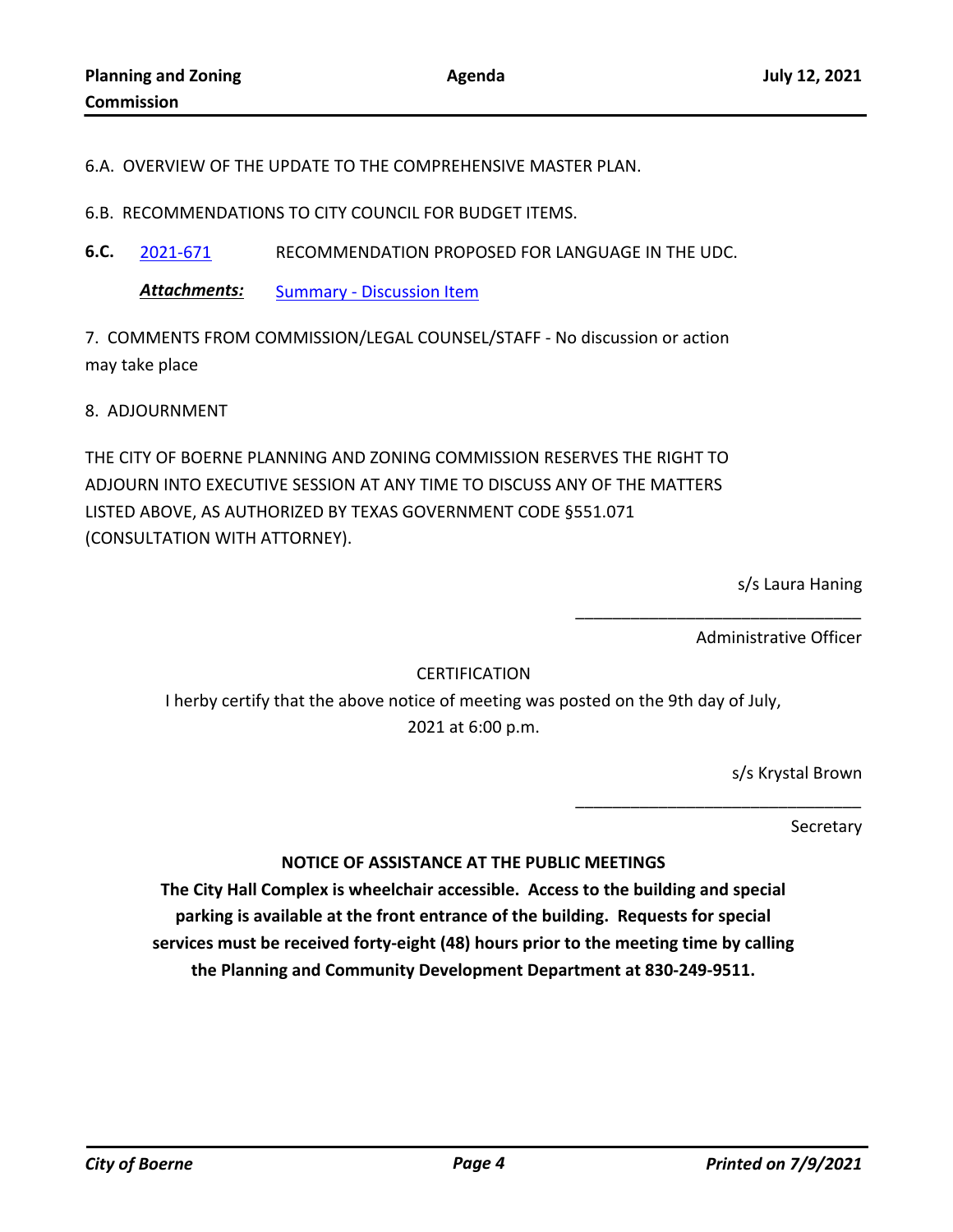6.A. OVERVIEW OF THE UPDATE TO THE COMPREHENSIVE MASTER PLAN.

6.B. RECOMMENDATIONS TO CITY COUNCIL FOR BUDGET ITEMS.

**6.C.** 2021-671 RECOMMENDATION PROPOSED FOR LANGUAGE IN THE UDC.

***Attachments:*** Summary - Discussion Item

7. COMMENTS FROM COMMISSION/LEGAL COUNSEL/STAFF - No discussion or action may take place

8. ADJOURNMENT

THE CITY OF BOERNE PLANNING AND ZONING COMMISSION RESERVES THE RIGHT TO ADJOURN INTO EXECUTIVE SESSION AT ANY TIME TO DISCUSS ANY OF THE MATTERS LISTED ABOVE, AS AUTHORIZED BY TEXAS GOVERNMENT CODE §551.071 (CONSULTATION WITH ATTORNEY).

s/s Laura Haning

_______________________________

Administrative Officer

CERTIFICATION

I herby certify that the above notice of meeting was posted on the 9th day of July, 2021 at 6:00 p.m.

s/s Krystal Brown

_______________________________

Secretary

**NOTICE OF ASSISTANCE AT THE PUBLIC MEETINGS**

**The City Hall Complex is wheelchair accessible. Access to the building and special parking is available at the front entrance of the building. Requests for special services must be received forty-eight (48) hours prior to the meeting time by calling the Planning and Community Development Department at 830-249-9511.**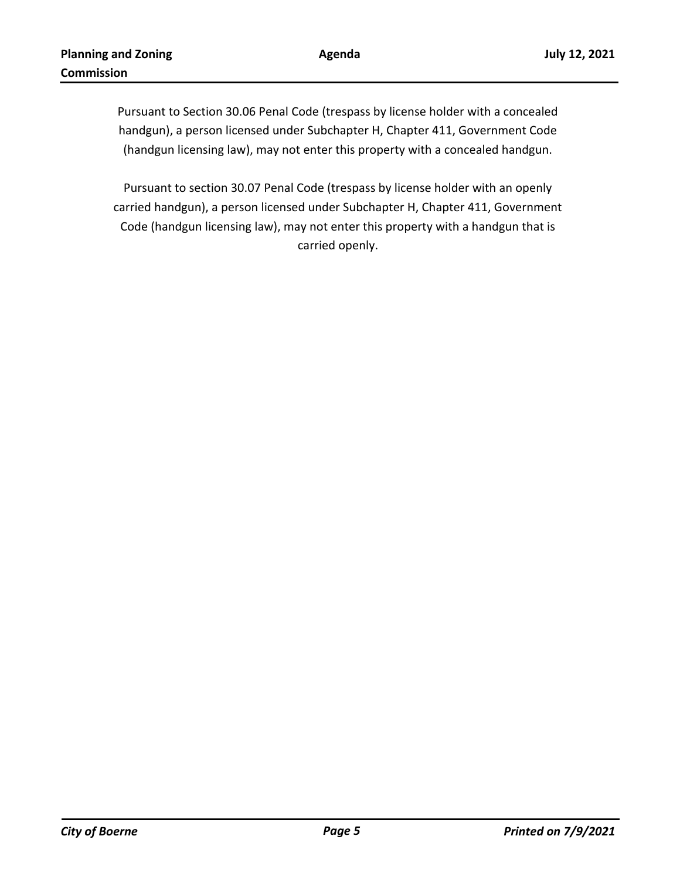Pursuant to Section 30.06 Penal Code (trespass by license holder with a concealed handgun), a person licensed under Subchapter H, Chapter 411, Government Code (handgun licensing law), may not enter this property with a concealed handgun.

Pursuant to section 30.07 Penal Code (trespass by license holder with an openly carried handgun), a person licensed under Subchapter H, Chapter 411, Government Code (handgun licensing law), may not enter this property with a handgun that is carried openly.